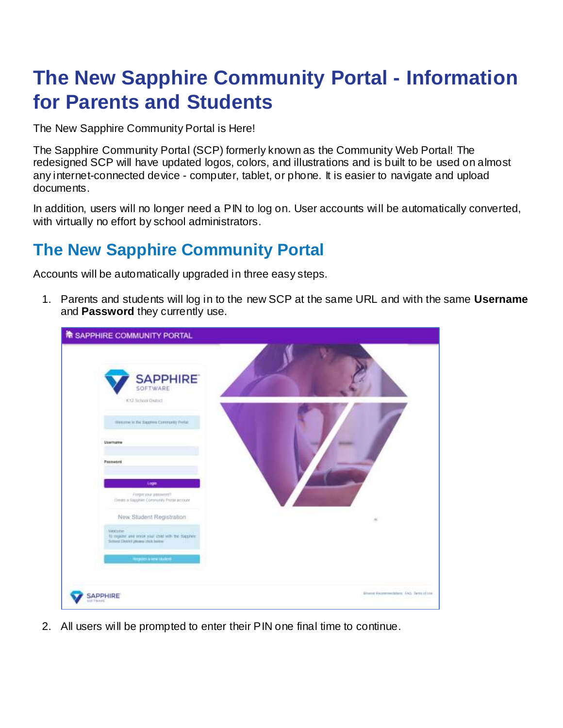# The New Sapphire Community Portal - Information for Parents and Students

The New Sapphire Community Portal is Here!

The Sapphire Community Portal (SCP) formerly known as the Community Web Portal! The redesigned SCP will have updated logos, colors, and illustrations and is built to be used on almost any internet-connected device - computer, tablet, or phone. It is easier to navigate and upload documents.

In addition, users will no longer need a PIN to log on. User accounts will be automatically converted, with virtually no effort by school administrators.

## The New Sapphire Community Portal

Accounts will be automatically upgraded in three easy steps.

1. Parents and students will log in to the new SCP at the same URL and with the same **Username** and **Password** they currently use.

2. All users will be prompted to enter their PIN one final time to continue.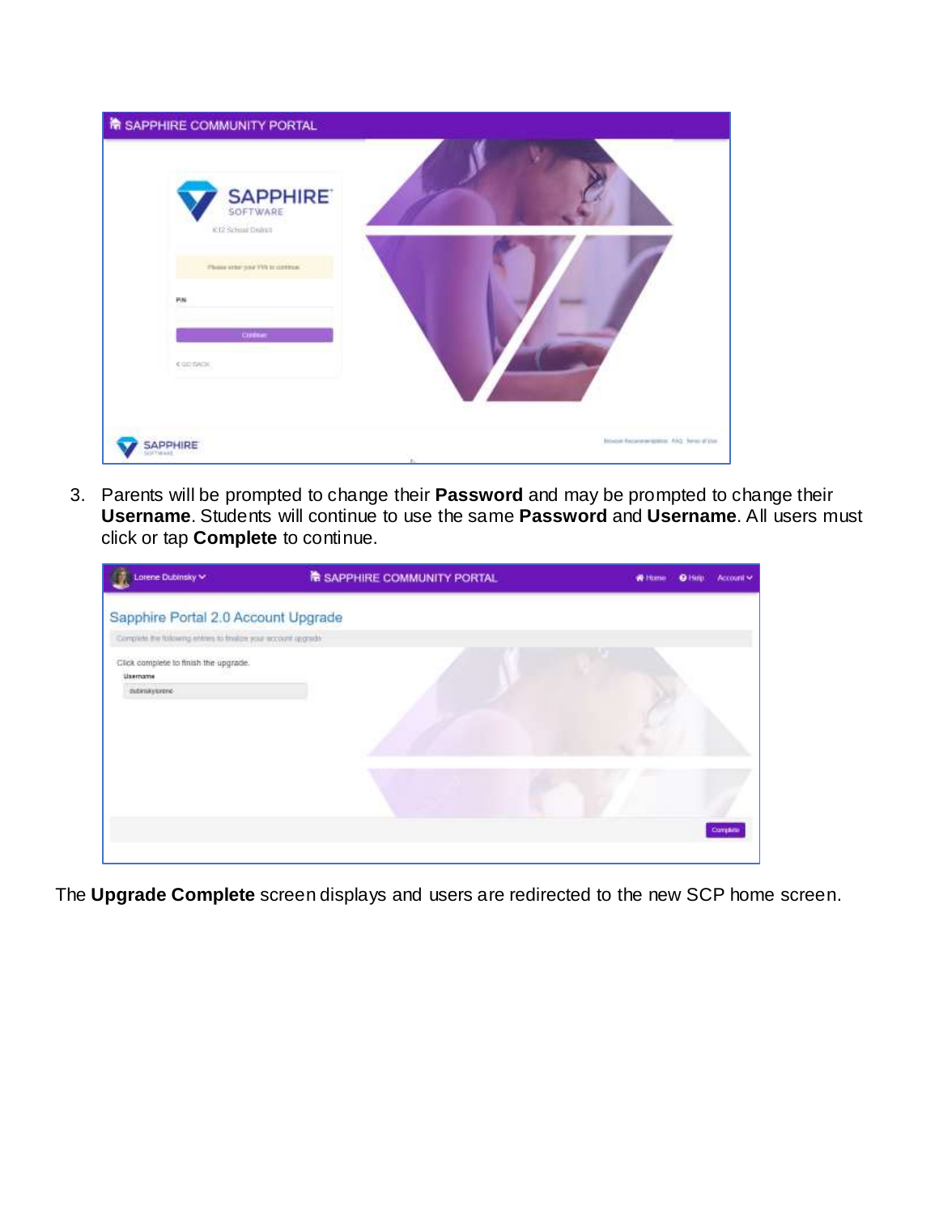3. Parents will be prompted to change their **Password** and may be prompted to change their **Username**. Students will continue to use the same **Password** and **Username**. All users must click or tap **Complete** to continue.

The **Upgrade Complete** screen displays and users are redirected to the new SCP home screen.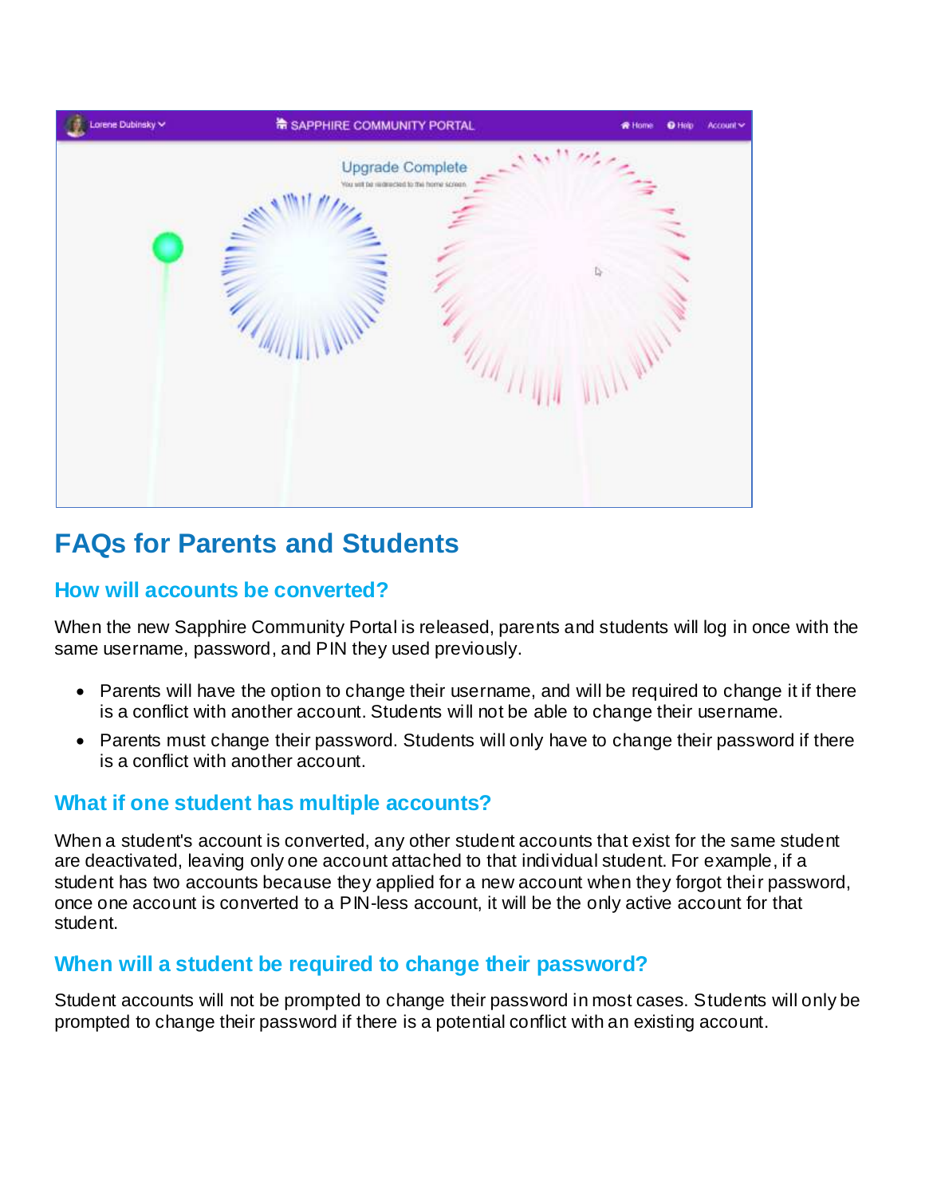## FAQs for Parents and Students

### How will accounts be converted?

When the new Sapphire Community Portal is released, parents and students will log in once with the same username, password, and PIN they used previously.

- Parents will have the option to change their username, and will be required to change it if there is a conflict with another account. Students will not be able to change their username.
- Parents must change their password. Students will only have to change their password if there is a conflict with another account.

### What if one student has multiple accounts?

When a student's account is converted, any other student accounts that exist for the same student are deactivated, leaving only one account attached to that individual student. For example, if a student has two accounts because they applied for a new account when they forgot their password, once one account is converted to a PIN-less account, it will be the only active account for that student.

### When will a student be required to change their password?

Student accounts will not be prompted to change their password in most cases. Students will only be prompted to change their password if there is a potential conflict with an existing account.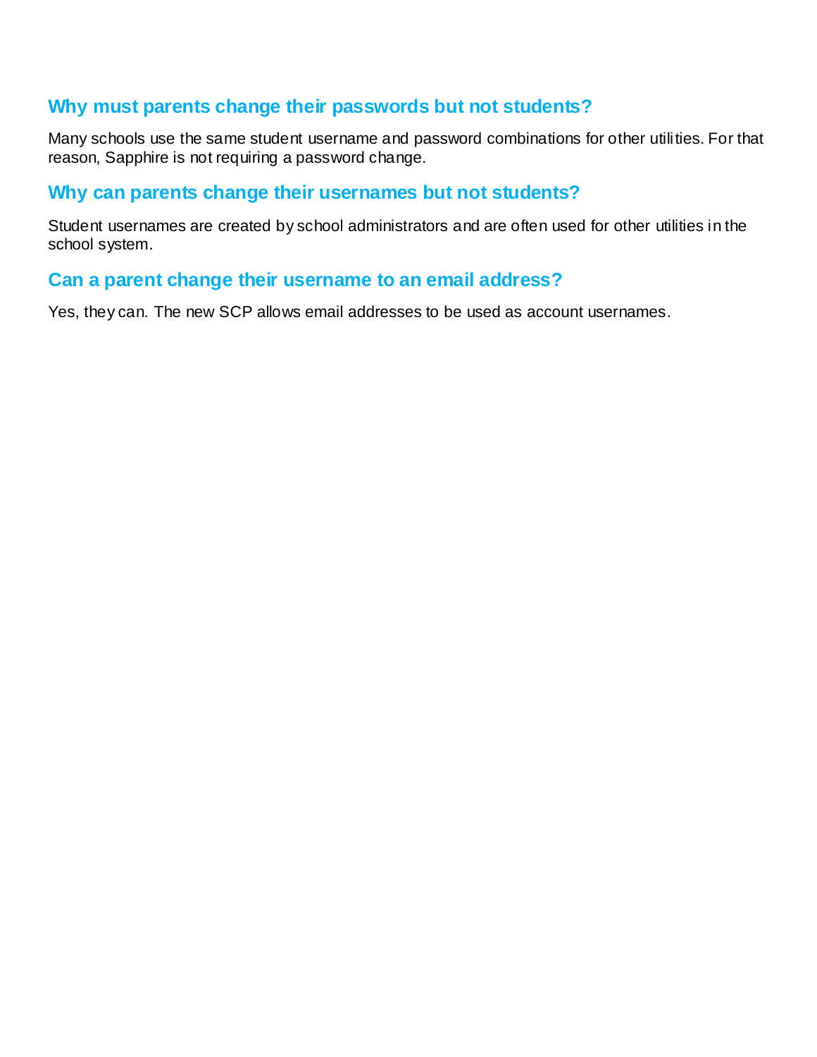### Why must parents change their passwords but not students?

Many schools use the same student username and password combinations for other utilities. For that reason, Sapphire is not requiring a password change.

### Why can parents change their usernames but not students?

Student usernames are created by school administrators and are often used for other utilities in the school system.

### Can a parent change their username to an email address?

Yes, they can. The new SCP allows email addresses to be used as account usernames.